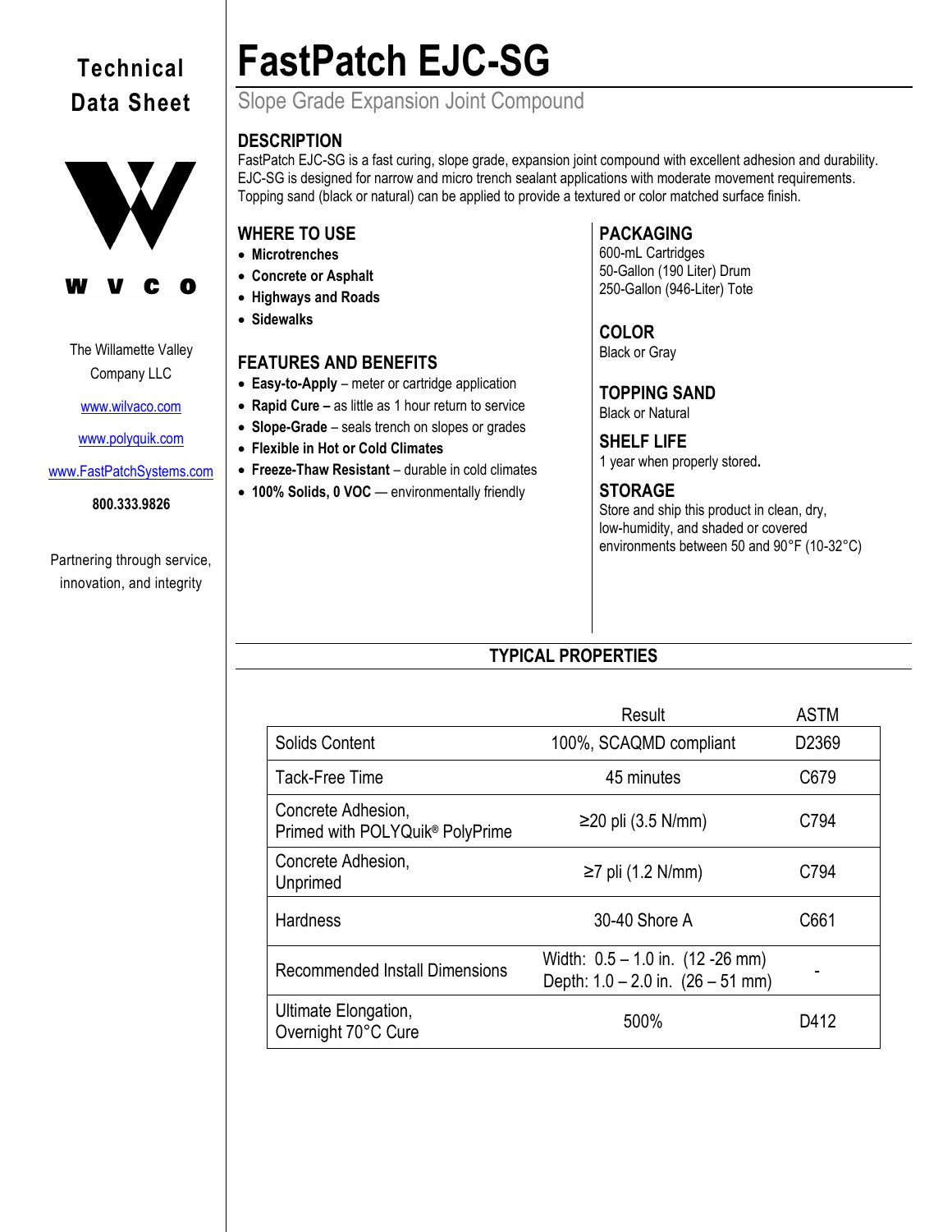# FastPatch EJC-SG

Slope Grade Expansion Joint Compound

Technical Data Sheet

W V C O

The Willamette Valley Company LLC

www.wilvaco.com

www.polyquik.com

www.FastPatchSystems.com

**800.333.9826**

Partnering through service, innovation, and integrity

## DESCRIPTION

FastPatch EJC-SG is a fast curing, slope grade, expansion joint compound with excellent adhesion and durability. EJC-SG is designed for narrow and micro trench sealant applications with moderate movement requirements. Topping sand (black or natural) can be applied to provide a textured or color matched surface finish.

## WHERE TO USE

- **Microtrenches**
- **Concrete or Asphalt**
- **Highways and Roads**
- **Sidewalks**

## FEATURES AND BENEFITS

- **Easy-to-Apply** – meter or cartridge application
- **Rapid Cure –** as little as 1 hour return to service
- **Slope-Grade** – seals trench on slopes or grades
- **Flexible in Hot or Cold Climates**
- **Freeze-Thaw Resistant** – durable in cold climates
- **100% Solids, 0 VOC** — environmentally friendly

## PACKAGING

600-mL Cartridges
50-Gallon (190 Liter) Drum
250-Gallon (946-Liter) Tote

## COLOR

Black or Gray

## TOPPING SAND

Black or Natural

## SHELF LIFE

1 year when properly stored.

## STORAGE

Store and ship this product in clean, dry, low-humidity, and shaded or covered environments between 50 and 90°F (10-32°C)

## TYPICAL PROPERTIES

| | Result | ASTM |
|---|---|---|
| Solids Content | 100%, SCAQMD compliant | D2369 |
| Tack-Free Time | 45 minutes | C679 |
| Concrete Adhesion, Primed with POLYQuik® PolyPrime | ≥20 pli (3.5 N/mm) | C794 |
| Concrete Adhesion, Unprimed | ≥7 pli (1.2 N/mm) | C794 |
| Hardness | 30-40 Shore A | C661 |
| Recommended Install Dimensions | Width: 0.5 – 1.0 in. (12 -26 mm) Depth: 1.0 – 2.0 in. (26 – 51 mm) | - |
| Ultimate Elongation, Overnight 70°C Cure | 500% | D412 |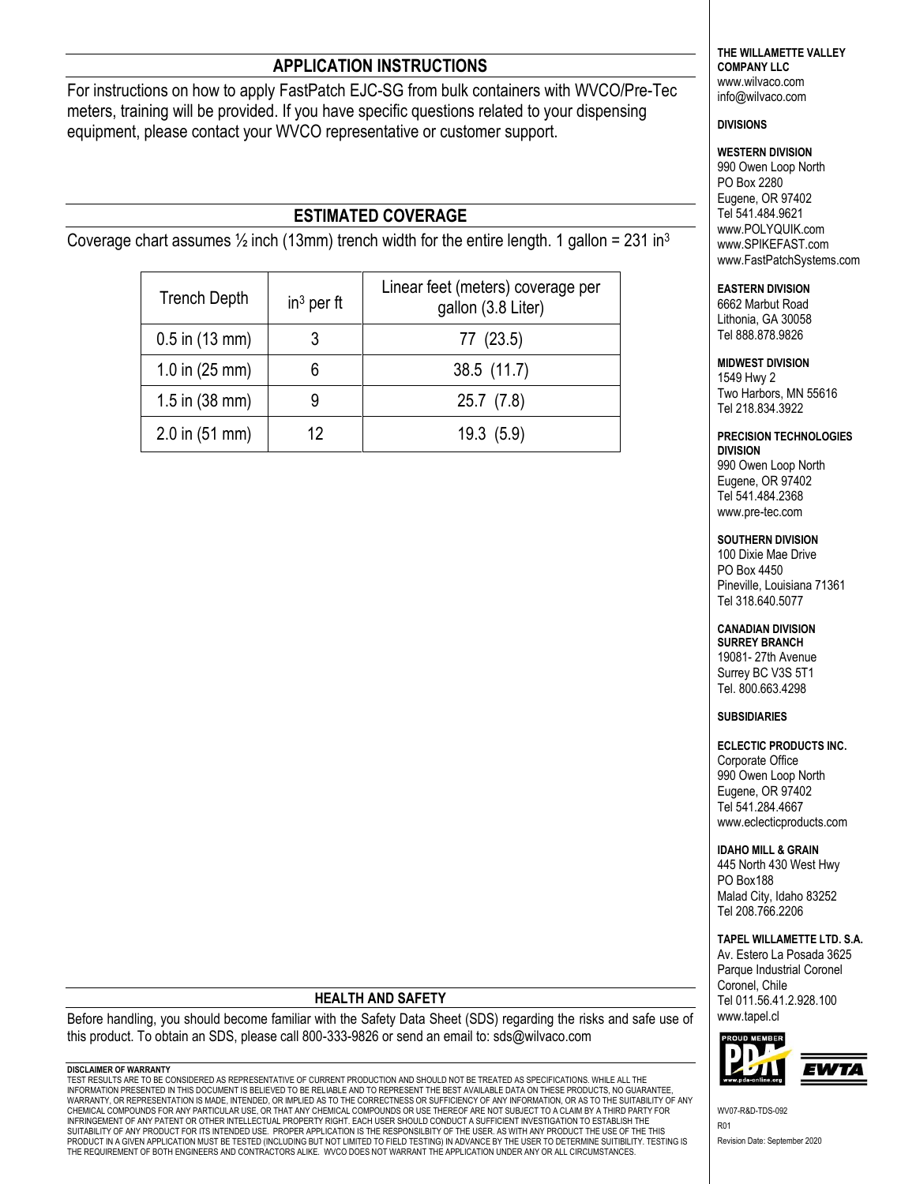## APPLICATION INSTRUCTIONS

For instructions on how to apply FastPatch EJC-SG from bulk containers with WVCO/Pre-Tec meters, training will be provided. If you have specific questions related to your dispensing equipment, please contact your WVCO representative or customer support.

## ESTIMATED COVERAGE

Coverage chart assumes ½ inch (13mm) trench width for the entire length. 1 gallon = 231 $in^3$

| Trench Depth | $in^3$ per ft | Linear feet (meters) coverage per gallon (3.8 Liter) |
|---|---|---|
| 0.5 in (13 mm) | 3 | 77 (23.5) |
| 1.0 in (25 mm) | 6 | 38.5 (11.7) |
| 1.5 in (38 mm) | 9 | 25.7 (7.8) |
| 2.0 in (51 mm) | 12 | 19.3 (5.9) |

## HEALTH AND SAFETY

Before handling, you should become familiar with the Safety Data Sheet (SDS) regarding the risks and safe use of this product. To obtain an SDS, please call 800-333-9826 or send an email to: sds@wilvaco.com

**DISCLAIMER OF WARRANTY**

TEST RESULTS ARE TO BE CONSIDERED AS REPRESENTATIVE OF CURRENT PRODUCTION AND SHOULD NOT BE TREATED AS SPECIFICATIONS. WHILE ALL THE INFORMATION PRESENTED IN THIS DOCUMENT IS BELIEVED TO BE RELIABLE AND TO REPRESENT THE BEST AVAILABLE DATA ON THESE PRODUCTS, NO GUARANTEE, WARRANTY, OR REPRESENTATION IS MADE, INTENDED, OR IMPLIED AS TO THE CORRECTNESS OR SUFFICIENCY OF ANY INFORMATION, OR AS TO THE SUITABILITY OF ANY CHEMICAL COMPOUNDS FOR ANY PARTICULAR USE, OR THAT ANY CHEMICAL COMPOUNDS OR USE THEREOF ARE NOT SUBJECT TO A CLAIM BY A THIRD PARTY FOR INFRINGEMENT OF ANY PATENT OR OTHER INTELLECTUAL PROPERTY RIGHT. EACH USER SHOULD CONDUCT A SUFFICIENT INVESTIGATION TO ESTABLISH THE SUITABILITY OF ANY PRODUCT FOR ITS INTENDED USE. PROPER APPLICATION IS THE RESPONSILBITY OF THE USER. AS WITH ANY PRODUCT THE USE OF THE THIS PRODUCT IN A GIVEN APPLICATION MUST BE TESTED (INCLUDING BUT NOT LIMITED TO FIELD TESTING) IN ADVANCE BY THE USER TO DETERMINE SUITIBILITY. TESTING IS THE REQUIREMENT OF BOTH ENGINEERS AND CONTRACTORS ALIKE. WVCO DOES NOT WARRANT THE APPLICATION UNDER ANY OR ALL CIRCUMSTANCES.

**THE WILLAMETTE VALLEY COMPANY LLC**
www.wilvaco.com
info@wilvaco.com

**DIVISIONS**

**WESTERN DIVISION**
990 Owen Loop North
PO Box 2280
Eugene, OR 97402
Tel 541.484.9621
www.POLYQUIK.com
www.SPIKEFAST.com
www.FastPatchSystems.com

**EASTERN DIVISION**
6662 Marbut Road
Lithonia, GA 30058
Tel 888.878.9826

**MIDWEST DIVISION**
1549 Hwy 2
Two Harbors, MN 55616
Tel 218.834.3922

**PRECISION TECHNOLOGIES DIVISION**
990 Owen Loop North
Eugene, OR 97402
Tel 541.484.2368
www.pre-tec.com

**SOUTHERN DIVISION**
100 Dixie Mae Drive
PO Box 4450
Pineville, Louisiana 71361
Tel 318.640.5077

**CANADIAN DIVISION**
**SURREY BRANCH**
19081- 27th Avenue
Surrey BC V3S 5T1
Tel. 800.663.4298

**SUBSIDIARIES**

**ECLECTIC PRODUCTS INC.**
Corporate Office
990 Owen Loop North
Eugene, OR 97402
Tel 541.284.4667
www.eclecticproducts.com

**IDAHO MILL & GRAIN**
445 North 430 West Hwy
PO Box188
Malad City, Idaho 83252
Tel 208.766.2206

**TAPEL WILLAMETTE LTD. S.A.**
Av. Estero La Posada 3625
Parque Industrial Coronel
Coronel, Chile
Tel 011.56.41.2.928.100
www.tapel.cl

WV07-R&D-TDS-092
R01
Revision Date: September 2020